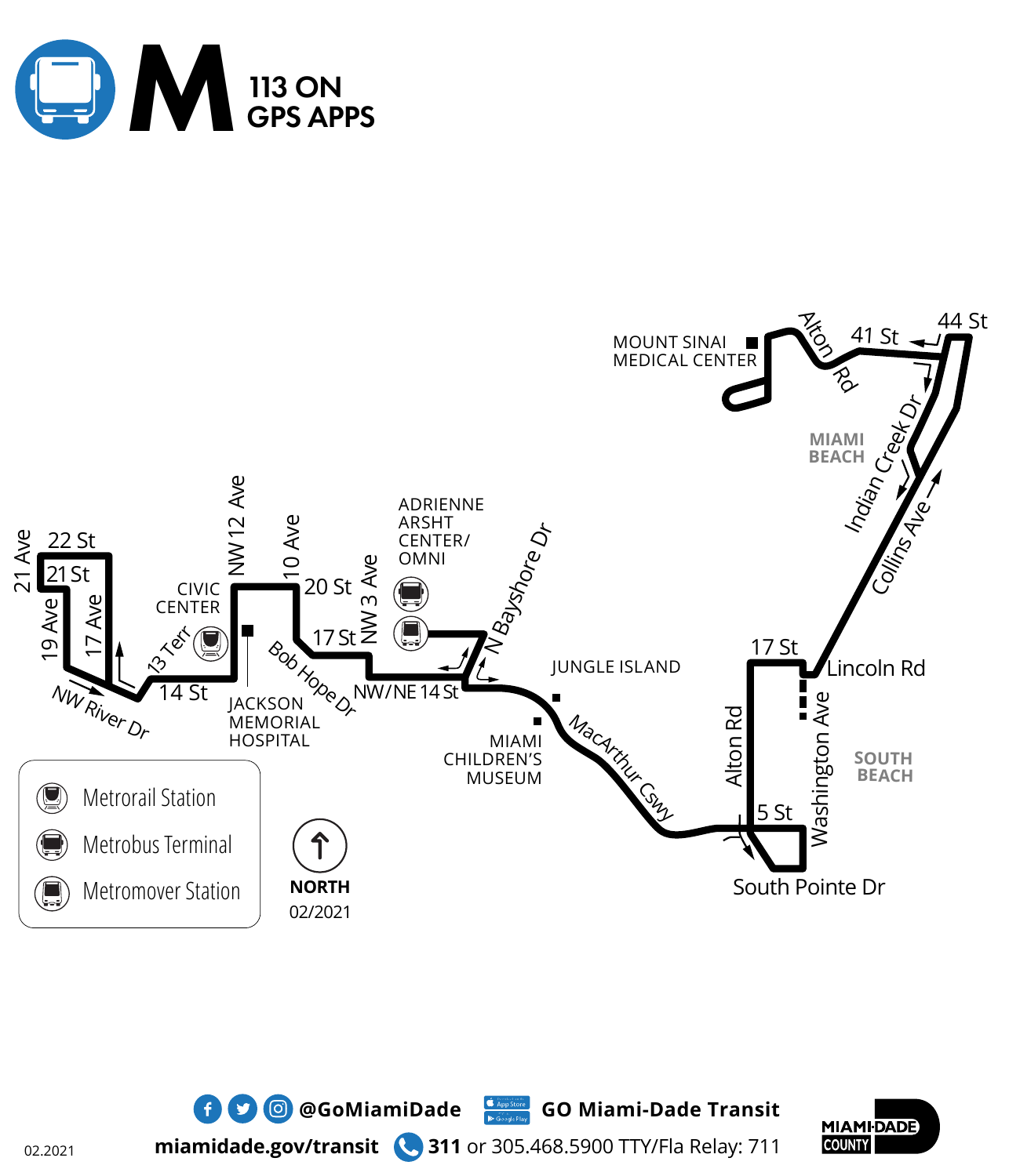# M

## 113 ON GPS APPS

MOUNT SINAI MEDICAL CENTER

Alton Rd

41 St

44 St

MIAMI BEACH

Indian Creek Dr

Collins Ave

ADRIENNE ARSHT CENTER/ OMNI

N Bayshore Dr

21 Ave

22 St

21 St

19 Ave

17 Ave

NW River Dr

13 Terr

CIVIC CENTER

14 St

NW 12 Ave

JACKSON MEMORIAL HOSPITAL

10 Ave

20 St

Bob Hope Dr

17 St

NW 3 Ave

NW/NE 14 St

JUNGLE ISLAND

MIAMI CHILDREN'S MUSEUM

MacArthur Cswy

17 St

Lincoln Rd

Alton Rd

Washington Ave

SOUTH BEACH

5 St

South Pointe Dr

Metrorail Station

Metrobus Terminal

Metromover Station

NORTH

02/2021

@GoMiamiDade

GO Miami-Dade Transit

miamidade.gov/transit

**311** or 305.468.5900 TTY/Fla Relay: 711

MIAMI-DADE COUNTY

02.2021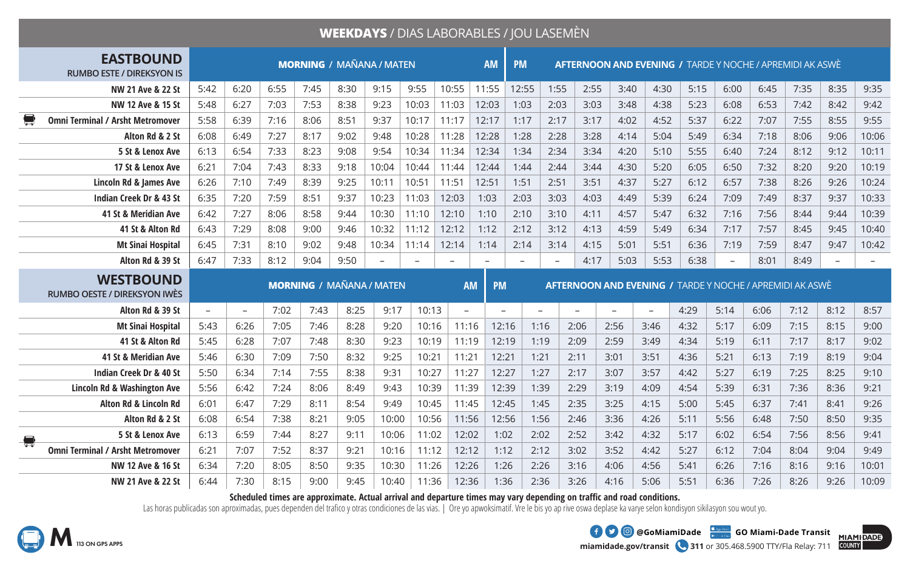## WEEKDAYS / DIAS LABORABLES / JOU LASEMÈN

| EASTBOUND RUMBO ESTE / DIREKSYON IS | MORNING / MAÑANA / MATEN | | | | | | | | AM | PM | AFTERNOON AND EVENING / TARDE Y NOCHE / APREMIDI AK ASWÈ | | | | | | | | | | |
|---|---|---|---|---|---|---|---|---|---|---|---|---|---|---|---|---|---|---|---|---|---|
| NW 21 Ave & 22 St | 5:42 | 6:20 | 6:55 | 7:45 | 8:30 | 9:15 | 9:55 | 10:55 | 11:55 | 12:55 | 1:55 | 2:55 | 3:40 | 4:30 | 5:15 | 6:00 | 6:45 | 7:35 | 8:35 | 9:35 |
| NW 12 Ave & 15 St | 5:48 | 6:27 | 7:03 | 7:53 | 8:38 | 9:23 | 10:03 | 11:03 | 12:03 | 1:03 | 2:03 | 3:03 | 3:48 | 4:38 | 5:23 | 6:08 | 6:53 | 7:42 | 8:42 | 9:42 |
| Omni Terminal / Arsht Metromover | 5:58 | 6:39 | 7:16 | 8:06 | 8:51 | 9:37 | 10:17 | 11:17 | 12:17 | 1:17 | 2:17 | 3:17 | 4:02 | 4:52 | 5:37 | 6:22 | 7:07 | 7:55 | 8:55 | 9:55 |
| Alton Rd & 2 St | 6:08 | 6:49 | 7:27 | 8:17 | 9:02 | 9:48 | 10:28 | 11:28 | 12:28 | 1:28 | 2:28 | 3:28 | 4:14 | 5:04 | 5:49 | 6:34 | 7:18 | 8:06 | 9:06 | 10:06 |
| 5 St & Lenox Ave | 6:13 | 6:54 | 7:33 | 8:23 | 9:08 | 9:54 | 10:34 | 11:34 | 12:34 | 1:34 | 2:34 | 3:34 | 4:20 | 5:10 | 5:55 | 6:40 | 7:24 | 8:12 | 9:12 | 10:11 |
| 17 St & Lenox Ave | 6:21 | 7:04 | 7:43 | 8:33 | 9:18 | 10:04 | 10:44 | 11:44 | 12:44 | 1:44 | 2:44 | 3:44 | 4:30 | 5:20 | 6:05 | 6:50 | 7:32 | 8:20 | 9:20 | 10:19 |
| Lincoln Rd & James Ave | 6:26 | 7:10 | 7:49 | 8:39 | 9:25 | 10:11 | 10:51 | 11:51 | 12:51 | 1:51 | 2:51 | 3:51 | 4:37 | 5:27 | 6:12 | 6:57 | 7:38 | 8:26 | 9:26 | 10:24 |
| Indian Creek Dr & 43 St | 6:35 | 7:20 | 7:59 | 8:51 | 9:37 | 10:23 | 11:03 | 12:03 | 1:03 | 2:03 | 3:03 | 4:03 | 4:49 | 5:39 | 6:24 | 7:09 | 7:49 | 8:37 | 9:37 | 10:33 |
| 41 St & Meridian Ave | 6:42 | 7:27 | 8:06 | 8:58 | 9:44 | 10:30 | 11:10 | 12:10 | 1:10 | 2:10 | 3:10 | 4:11 | 4:57 | 5:47 | 6:32 | 7:16 | 7:56 | 8:44 | 9:44 | 10:39 |
| 41 St & Alton Rd | 6:43 | 7:29 | 8:08 | 9:00 | 9:46 | 10:32 | 11:12 | 12:12 | 1:12 | 2:12 | 3:12 | 4:13 | 4:59 | 5:49 | 6:34 | 7:17 | 7:57 | 8:45 | 9:45 | 10:40 |
| Mt Sinai Hospital | 6:45 | 7:31 | 8:10 | 9:02 | 9:48 | 10:34 | 11:14 | 12:14 | 1:14 | 2:14 | 3:14 | 4:15 | 5:01 | 5:51 | 6:36 | 7:19 | 7:59 | 8:47 | 9:47 | 10:42 |
| Alton Rd & 39 St | 6:47 | 7:33 | 8:12 | 9:04 | 9:50 | – | – | – | – | – | – | 4:17 | 5:03 | 5:53 | 6:38 | – | 8:01 | 8:49 | – | – |

| WESTBOUND RUMBO OESTE / DIREKSYON IWÈS | MORNING / MAÑANA / MATEN | | | | | | | AM | PM | AFTERNOON AND EVENING / TARDE Y NOCHE / APREMIDI AK ASWÈ | | | | | | | | | | | |
|---|---|---|---|---|---|---|---|---|---|---|---|---|---|---|---|---|---|---|---|---|---|
| Alton Rd & 39 St | – | – | 7:02 | 7:43 | 8:25 | 9:17 | 10:13 | – | – | – | – | – | – | 4:29 | 5:14 | 6:06 | 7:12 | 8:12 | 8:57 |
| Mt Sinai Hospital | 5:43 | 6:26 | 7:05 | 7:46 | 8:28 | 9:20 | 10:16 | 11:16 | 12:16 | 1:16 | 2:06 | 2:56 | 3:46 | 4:32 | 5:17 | 6:09 | 7:15 | 8:15 | 9:00 |
| 41 St & Alton Rd | 5:45 | 6:28 | 7:07 | 7:48 | 8:30 | 9:23 | 10:19 | 11:19 | 12:19 | 1:19 | 2:09 | 2:59 | 3:49 | 4:34 | 5:19 | 6:11 | 7:17 | 8:17 | 9:02 |
| 41 St & Meridian Ave | 5:46 | 6:30 | 7:09 | 7:50 | 8:32 | 9:25 | 10:21 | 11:21 | 12:21 | 1:21 | 2:11 | 3:01 | 3:51 | 4:36 | 5:21 | 6:13 | 7:19 | 8:19 | 9:04 |
| Indian Creek Dr & 40 St | 5:50 | 6:34 | 7:14 | 7:55 | 8:38 | 9:31 | 10:27 | 11:27 | 12:27 | 1:27 | 2:17 | 3:07 | 3:57 | 4:42 | 5:27 | 6:19 | 7:25 | 8:25 | 9:10 |
| Lincoln Rd & Washington Ave | 5:56 | 6:42 | 7:24 | 8:06 | 8:49 | 9:43 | 10:39 | 11:39 | 12:39 | 1:39 | 2:29 | 3:19 | 4:09 | 4:54 | 5:39 | 6:31 | 7:36 | 8:36 | 9:21 |
| Alton Rd & Lincoln Rd | 6:01 | 6:47 | 7:29 | 8:11 | 8:54 | 9:49 | 10:45 | 11:45 | 12:45 | 1:45 | 2:35 | 3:25 | 4:15 | 5:00 | 5:45 | 6:37 | 7:41 | 8:41 | 9:26 |
| Alton Rd & 2 St | 6:08 | 6:54 | 7:38 | 8:21 | 9:05 | 10:00 | 10:56 | 11:56 | 12:56 | 1:56 | 2:46 | 3:36 | 4:26 | 5:11 | 5:56 | 6:48 | 7:50 | 8:50 | 9:35 |
| 5 St & Lenox Ave | 6:13 | 6:59 | 7:44 | 8:27 | 9:11 | 10:06 | 11:02 | 12:02 | 1:02 | 2:02 | 2:52 | 3:42 | 4:32 | 5:17 | 6:02 | 6:54 | 7:56 | 8:56 | 9:41 |
| Omni Terminal / Arsht Metromover | 6:21 | 7:07 | 7:52 | 8:37 | 9:21 | 10:16 | 11:12 | 12:12 | 1:12 | 2:12 | 3:02 | 3:52 | 4:42 | 5:27 | 6:12 | 7:04 | 8:04 | 9:04 | 9:49 |
| NW 12 Ave & 16 St | 6:34 | 7:20 | 8:05 | 8:50 | 9:35 | 10:30 | 11:26 | 12:26 | 1:26 | 2:26 | 3:16 | 4:06 | 4:56 | 5:41 | 6:26 | 7:16 | 8:16 | 9:16 | 10:01 |
| NW 21 Ave & 22 St | 6:44 | 7:30 | 8:15 | 9:00 | 9:45 | 10:40 | 11:36 | 12:36 | 1:36 | 2:36 | 3:26 | 4:16 | 5:06 | 5:51 | 6:36 | 7:26 | 8:26 | 9:26 | 10:09 |

**Scheduled times are approximate. Actual arrival and departure times may vary depending on traffic and road conditions.**

Las horas publicadas son aproximadas, pues dependen del trafico y otras condiciones de las vias. | Ore yo apwoksimatif. Vre le bis yo ap rive oswa deplase ka varye selon kondisyon sikilasyon sou wout yo.

M 113 ON GPS APPS

@GoMiamiDade GO Miami-Dade Transit

miamidade.gov/transit 311 or 305.468.5900 TTY/Fla Relay: 711

MIAMI-DADE COUNTY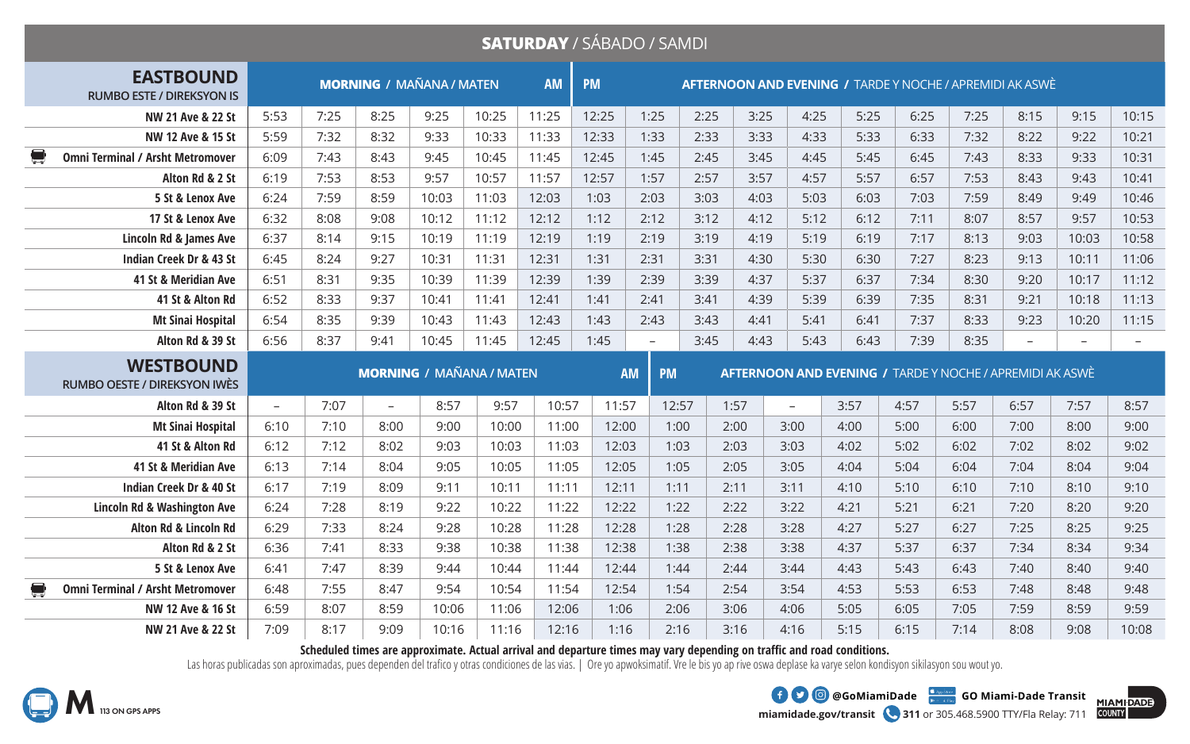## SATURDAY / SÁBADO / SAMDI

| EASTBOUND RUMBO ESTE / DIREKSYON IS | MORNING / MAÑANA / MATEN | | | | | AM | PM | AFTERNOON AND EVENING / TARDE Y NOCHE / APREMIDI AK ASWÈ | | | | | | | | | |
|---|---|---|---|---|---|---|---|---|---|---|---|---|---|---|---|---|---|
| NW 21 Ave & 22 St | 5:53 | 7:25 | 8:25 | 9:25 | 10:25 | 11:25 | 12:25 | 1:25 | 2:25 | 3:25 | 4:25 | 5:25 | 6:25 | 7:25 | 8:15 | 9:15 | 10:15 |
| NW 12 Ave & 15 St | 5:59 | 7:32 | 8:32 | 9:33 | 10:33 | 11:33 | 12:33 | 1:33 | 2:33 | 3:33 | 4:33 | 5:33 | 6:33 | 7:32 | 8:22 | 9:22 | 10:21 |
| Omni Terminal / Arsht Metromover | 6:09 | 7:43 | 8:43 | 9:45 | 10:45 | 11:45 | 12:45 | 1:45 | 2:45 | 3:45 | 4:45 | 5:45 | 6:45 | 7:43 | 8:33 | 9:33 | 10:31 |
| Alton Rd & 2 St | 6:19 | 7:53 | 8:53 | 9:57 | 10:57 | 11:57 | 12:57 | 1:57 | 2:57 | 3:57 | 4:57 | 5:57 | 6:57 | 7:53 | 8:43 | 9:43 | 10:41 |
| 5 St & Lenox Ave | 6:24 | 7:59 | 8:59 | 10:03 | 11:03 | 12:03 | 1:03 | 2:03 | 3:03 | 4:03 | 5:03 | 6:03 | 7:03 | 7:59 | 8:49 | 9:49 | 10:46 |
| 17 St & Lenox Ave | 6:32 | 8:08 | 9:08 | 10:12 | 11:12 | 12:12 | 1:12 | 2:12 | 3:12 | 4:12 | 5:12 | 6:12 | 7:11 | 8:07 | 8:57 | 9:57 | 10:53 |
| Lincoln Rd & James Ave | 6:37 | 8:14 | 9:15 | 10:19 | 11:19 | 12:19 | 1:19 | 2:19 | 3:19 | 4:19 | 5:19 | 6:19 | 7:17 | 8:13 | 9:03 | 10:03 | 10:58 |
| Indian Creek Dr & 43 St | 6:45 | 8:24 | 9:27 | 10:31 | 11:31 | 12:31 | 1:31 | 2:31 | 3:31 | 4:30 | 5:30 | 6:30 | 7:27 | 8:23 | 9:13 | 10:11 | 11:06 |
| 41 St & Meridian Ave | 6:51 | 8:31 | 9:35 | 10:39 | 11:39 | 12:39 | 1:39 | 2:39 | 3:39 | 4:37 | 5:37 | 6:37 | 7:34 | 8:30 | 9:20 | 10:17 | 11:12 |
| 41 St & Alton Rd | 6:52 | 8:33 | 9:37 | 10:41 | 11:41 | 12:41 | 1:41 | 2:41 | 3:41 | 4:39 | 5:39 | 6:39 | 7:35 | 8:31 | 9:21 | 10:18 | 11:13 |
| Mt Sinai Hospital | 6:54 | 8:35 | 9:39 | 10:43 | 11:43 | 12:43 | 1:43 | 2:43 | 3:43 | 4:41 | 5:41 | 6:41 | 7:37 | 8:33 | 9:23 | 10:20 | 11:15 |
| Alton Rd & 39 St | 6:56 | 8:37 | 9:41 | 10:45 | 11:45 | 12:45 | 1:45 | – | 3:45 | 4:43 | 5:43 | 6:43 | 7:39 | 8:35 | – | – | – |

| WESTBOUND RUMBO OESTE / DIREKSYON IWÈS | MORNING / MAÑANA / MATEN | | | | | | AM | PM | AFTERNOON AND EVENING / TARDE Y NOCHE / APREMIDI AK ASWÈ | | | | | | | | |
|---|---|---|---|---|---|---|---|---|---|---|---|---|---|---|---|---|---|
| Alton Rd & 39 St | – | 7:07 | – | 8:57 | 9:57 | 10:57 | 11:57 | 12:57 | 1:57 | – | 3:57 | 4:57 | 5:57 | 6:57 | 7:57 | 8:57 |
| Mt Sinai Hospital | 6:10 | 7:10 | 8:00 | 9:00 | 10:00 | 11:00 | 12:00 | 1:00 | 2:00 | 3:00 | 4:00 | 5:00 | 6:00 | 7:00 | 8:00 | 9:00 |
| 41 St & Alton Rd | 6:12 | 7:12 | 8:02 | 9:03 | 10:03 | 11:03 | 12:03 | 1:03 | 2:03 | 3:03 | 4:02 | 5:02 | 6:02 | 7:02 | 8:02 | 9:02 |
| 41 St & Meridian Ave | 6:13 | 7:14 | 8:04 | 9:05 | 10:05 | 11:05 | 12:05 | 1:05 | 2:05 | 3:05 | 4:04 | 5:04 | 6:04 | 7:04 | 8:04 | 9:04 |
| Indian Creek Dr & 40 St | 6:17 | 7:19 | 8:09 | 9:11 | 10:11 | 11:11 | 12:11 | 1:11 | 2:11 | 3:11 | 4:10 | 5:10 | 6:10 | 7:10 | 8:10 | 9:10 |
| Lincoln Rd & Washington Ave | 6:24 | 7:28 | 8:19 | 9:22 | 10:22 | 11:22 | 12:22 | 1:22 | 2:22 | 3:22 | 4:21 | 5:21 | 6:21 | 7:20 | 8:20 | 9:20 |
| Alton Rd & Lincoln Rd | 6:29 | 7:33 | 8:24 | 9:28 | 10:28 | 11:28 | 12:28 | 1:28 | 2:28 | 3:28 | 4:27 | 5:27 | 6:27 | 7:25 | 8:25 | 9:25 |
| Alton Rd & 2 St | 6:36 | 7:41 | 8:33 | 9:38 | 10:38 | 11:38 | 12:38 | 1:38 | 2:38 | 3:38 | 4:37 | 5:37 | 6:37 | 7:34 | 8:34 | 9:34 |
| 5 St & Lenox Ave | 6:41 | 7:47 | 8:39 | 9:44 | 10:44 | 11:44 | 12:44 | 1:44 | 2:44 | 3:44 | 4:43 | 5:43 | 6:43 | 7:40 | 8:40 | 9:40 |
| Omni Terminal / Arsht Metromover | 6:48 | 7:55 | 8:47 | 9:54 | 10:54 | 11:54 | 12:54 | 1:54 | 2:54 | 3:54 | 4:53 | 5:53 | 6:53 | 7:48 | 8:48 | 9:48 |
| NW 12 Ave & 16 St | 6:59 | 8:07 | 8:59 | 10:06 | 11:06 | 12:06 | 1:06 | 2:06 | 3:06 | 4:06 | 5:05 | 6:05 | 7:05 | 7:59 | 8:59 | 9:59 |
| NW 21 Ave & 22 St | 7:09 | 8:17 | 9:09 | 10:16 | 11:16 | 12:16 | 1:16 | 2:16 | 3:16 | 4:16 | 5:15 | 6:15 | 7:14 | 8:08 | 9:08 | 10:08 |

**Scheduled times are approximate. Actual arrival and departure times may vary depending on traffic and road conditions.**

Las horas publicadas son aproximadas, pues dependen del trafico y otras condiciones de las vias. | Ore yo apwoksimatif. Vre le bis yo ap rive oswa deplase ka varye selon kondisyon sikilasyon sou wout yo.

M 113 ON GPS APPS

@GoMiamiDade GO Miami-Dade Transit

miamidade.gov/transit 311 or 305.468.5900 TTY/Fla Relay: 711

MIAMI-DADE COUNTY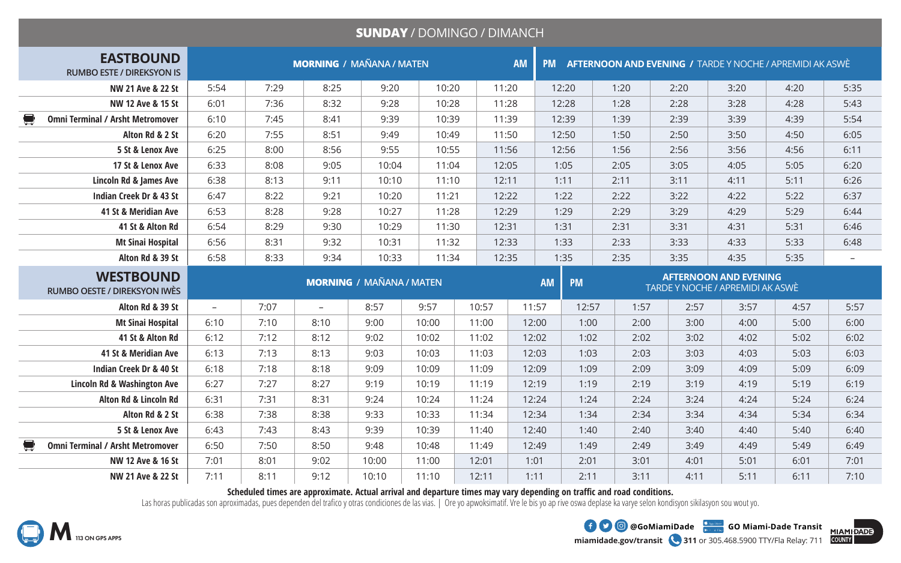## SUNDAY / DOMINGO / DIMANCH

| **EASTBOUND** RUMBO ESTE / DIREKSYON IS | MORNING / MAÑANA / MATEN AM | | | | | | PM AFTERNOON AND EVENING / TARDE Y NOCHE / APREMIDI AK ASWÈ | | | | | |
|---|---|---|---|---|---|---|---|---|---|---|---|---|
| NW 21 Ave & 22 St | 5:54 | 7:29 | 8:25 | 9:20 | 10:20 | 11:20 | 12:20 | 1:20 | 2:20 | 3:20 | 4:20 | 5:35 |
| NW 12 Ave & 15 St | 6:01 | 7:36 | 8:32 | 9:28 | 10:28 | 11:28 | 12:28 | 1:28 | 2:28 | 3:28 | 4:28 | 5:43 |
| Omni Terminal / Arsht Metromover | 6:10 | 7:45 | 8:41 | 9:39 | 10:39 | 11:39 | 12:39 | 1:39 | 2:39 | 3:39 | 4:39 | 5:54 |
| Alton Rd & 2 St | 6:20 | 7:55 | 8:51 | 9:49 | 10:49 | 11:50 | 12:50 | 1:50 | 2:50 | 3:50 | 4:50 | 6:05 |
| 5 St & Lenox Ave | 6:25 | 8:00 | 8:56 | 9:55 | 10:55 | 11:56 | 12:56 | 1:56 | 2:56 | 3:56 | 4:56 | 6:11 |
| 17 St & Lenox Ave | 6:33 | 8:08 | 9:05 | 10:04 | 11:04 | 12:05 | 1:05 | 2:05 | 3:05 | 4:05 | 5:05 | 6:20 |
| Lincoln Rd & James Ave | 6:38 | 8:13 | 9:11 | 10:10 | 11:10 | 12:11 | 1:11 | 2:11 | 3:11 | 4:11 | 5:11 | 6:26 |
| Indian Creek Dr & 43 St | 6:47 | 8:22 | 9:21 | 10:20 | 11:21 | 12:22 | 1:22 | 2:22 | 3:22 | 4:22 | 5:22 | 6:37 |
| 41 St & Meridian Ave | 6:53 | 8:28 | 9:28 | 10:27 | 11:28 | 12:29 | 1:29 | 2:29 | 3:29 | 4:29 | 5:29 | 6:44 |
| 41 St & Alton Rd | 6:54 | 8:29 | 9:30 | 10:29 | 11:30 | 12:31 | 1:31 | 2:31 | 3:31 | 4:31 | 5:31 | 6:46 |
| Mt Sinai Hospital | 6:56 | 8:31 | 9:32 | 10:31 | 11:32 | 12:33 | 1:33 | 2:33 | 3:33 | 4:33 | 5:33 | 6:48 |
| Alton Rd & 39 St | 6:58 | 8:33 | 9:34 | 10:33 | 11:34 | 12:35 | 1:35 | 2:35 | 3:35 | 4:35 | 5:35 | – |

| **WESTBOUND** RUMBO OESTE / DIREKSYON IWÈS | MORNING / MAÑANA / MATEN AM | | | | | | | PM AFTERNOON AND EVENING / TARDE Y NOCHE / APREMIDI AK ASWÈ | | | | | |
|---|---|---|---|---|---|---|---|---|---|---|---|---|---|
| Alton Rd & 39 St | – | 7:07 | – | 8:57 | 9:57 | 10:57 | 11:57 | 12:57 | 1:57 | 2:57 | 3:57 | 4:57 | 5:57 |
| Mt Sinai Hospital | 6:10 | 7:10 | 8:10 | 9:00 | 10:00 | 11:00 | 12:00 | 1:00 | 2:00 | 3:00 | 4:00 | 5:00 | 6:00 |
| 41 St & Alton Rd | 6:12 | 7:12 | 8:12 | 9:02 | 10:02 | 11:02 | 12:02 | 1:02 | 2:02 | 3:02 | 4:02 | 5:02 | 6:02 |
| 41 St & Meridian Ave | 6:13 | 7:13 | 8:13 | 9:03 | 10:03 | 11:03 | 12:03 | 1:03 | 2:03 | 3:03 | 4:03 | 5:03 | 6:03 |
| Indian Creek Dr & 40 St | 6:18 | 7:18 | 8:18 | 9:09 | 10:09 | 11:09 | 12:09 | 1:09 | 2:09 | 3:09 | 4:09 | 5:09 | 6:09 |
| Lincoln Rd & Washington Ave | 6:27 | 7:27 | 8:27 | 9:19 | 10:19 | 11:19 | 12:19 | 1:19 | 2:19 | 3:19 | 4:19 | 5:19 | 6:19 |
| Alton Rd & Lincoln Rd | 6:31 | 7:31 | 8:31 | 9:24 | 10:24 | 11:24 | 12:24 | 1:24 | 2:24 | 3:24 | 4:24 | 5:24 | 6:24 |
| Alton Rd & 2 St | 6:38 | 7:38 | 8:38 | 9:33 | 10:33 | 11:34 | 12:34 | 1:34 | 2:34 | 3:34 | 4:34 | 5:34 | 6:34 |
| 5 St & Lenox Ave | 6:43 | 7:43 | 8:43 | 9:39 | 10:39 | 11:40 | 12:40 | 1:40 | 2:40 | 3:40 | 4:40 | 5:40 | 6:40 |
| Omni Terminal / Arsht Metromover | 6:50 | 7:50 | 8:50 | 9:48 | 10:48 | 11:49 | 12:49 | 1:49 | 2:49 | 3:49 | 4:49 | 5:49 | 6:49 |
| NW 12 Ave & 16 St | 7:01 | 8:01 | 9:02 | 10:00 | 11:00 | 12:01 | 1:01 | 2:01 | 3:01 | 4:01 | 5:01 | 6:01 | 7:01 |
| NW 21 Ave & 22 St | 7:11 | 8:11 | 9:12 | 10:10 | 11:10 | 12:11 | 1:11 | 2:11 | 3:11 | 4:11 | 5:11 | 6:11 | 7:10 |

**Scheduled times are approximate. Actual arrival and departure times may vary depending on traffic and road conditions.**

Las horas publicadas son aproximadas, pues dependen del trafico y otras condiciones de las vias. | Ore yo apwoksimatif. Vre le bis yo ap rive oswa deplase ka varye selon kondisyon sikilasyon sou wout yo.

**M** 113 ON GPS APPS

@GoMiamiDade GO Miami-Dade Transit

miamidade.gov/transit 311 or 305.468.5900 TTY/Fla Relay: 711

MIAMI-DADE COUNTY